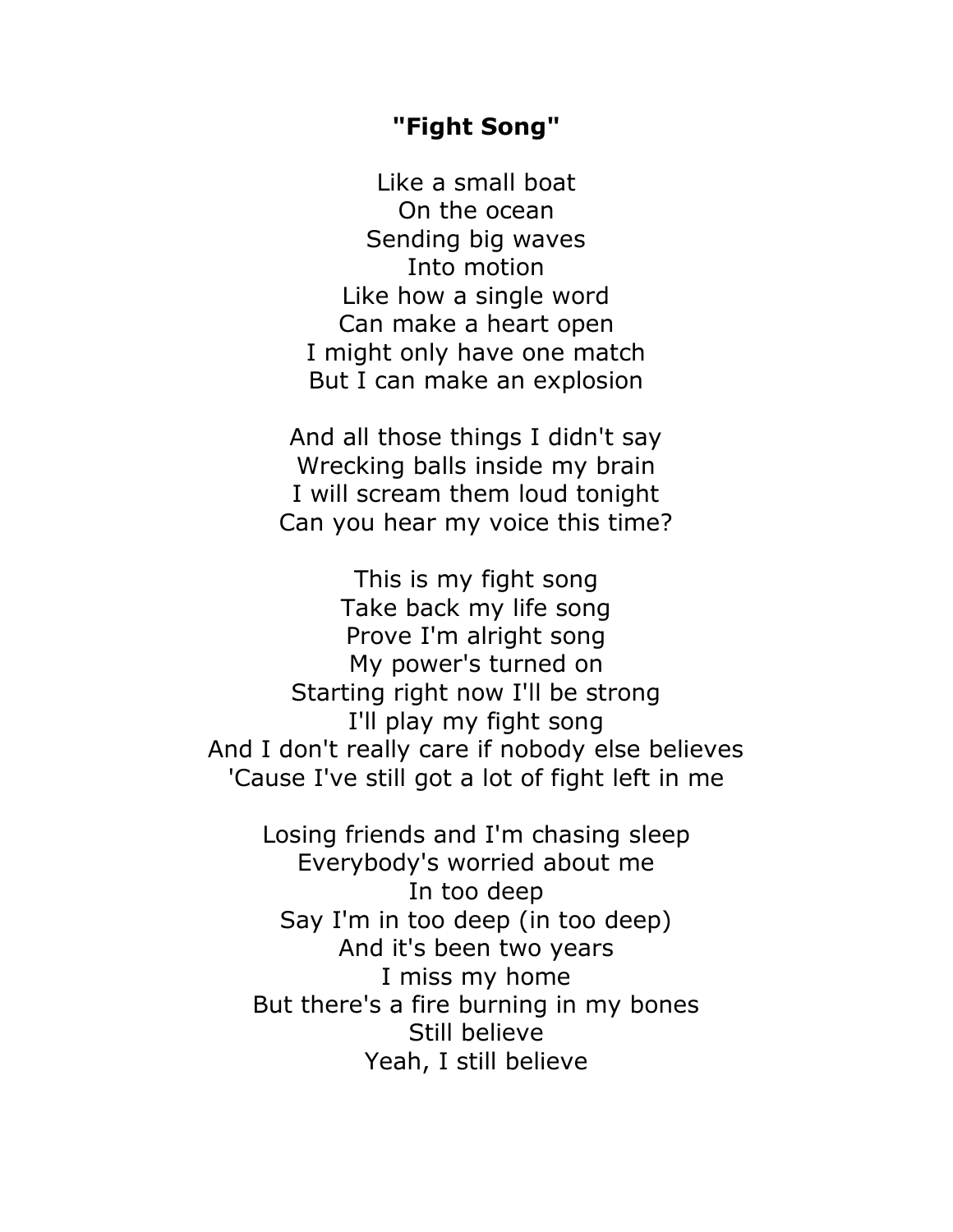## **"Fight Song"**

Like a small boat On the ocean Sending big waves Into motion Like how a single word Can make a heart open I might only have one match But I can make an explosion

And all those things I didn't say Wrecking balls inside my brain I will scream them loud tonight Can you hear my voice this time?

This is my fight song Take back my life song Prove I'm alright song My power's turned on Starting right now I'll be strong I'll play my fight song And I don't really care if nobody else believes 'Cause I've still got a lot of fight left in me

Losing friends and I'm chasing sleep Everybody's worried about me In too deep Say I'm in too deep (in too deep) And it's been two years I miss my home But there's a fire burning in my bones Still believe Yeah, I still believe